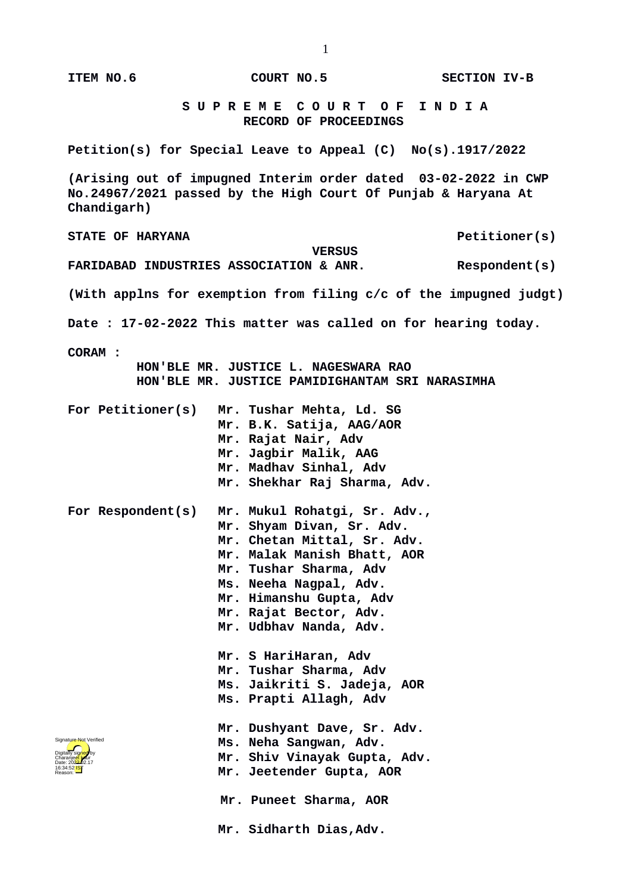**ITEM NO.6 COURT NO.5 SECTION IV-B**

**S U P R E M E C O U R T O F I N D I A**
**RECORD OF PROCEEDINGS**

**Petition(s) for Special Leave to Appeal (C) No(s).1917/2022**

**(Arising out of impugned Interim order dated 03-02-2022 in CWP No.24967/2021 passed by the High Court Of Punjab & Haryana At Chandigarh)**

**STATE OF HARYANA Petitioner(s)**

**VERSUS**

**FARIDABAD INDUSTRIES ASSOCIATION & ANR. Respondent(s)**

**(With applns for exemption from filing c/c of the impugned judgt)**

**Date : 17-02-2022 This matter was called on for hearing today.**

**CORAM :**
**HON'BLE MR. JUSTICE L. NAGESWARA RAO**
**HON'BLE MR. JUSTICE PAMIDIGHANTAM SRI NARASIMHA**

**For Petitioner(s)**
**Mr. Tushar Mehta, Ld. SG**
**Mr. B.K. Satija, AAG/AOR**
**Mr. Rajat Nair, Adv**
**Mr. Jagbir Malik, AAG**
**Mr. Madhav Sinhal, Adv**
**Mr. Shekhar Raj Sharma, Adv.**

**For Respondent(s)**
**Mr. Mukul Rohatgi, Sr. Adv.,**
**Mr. Shyam Divan, Sr. Adv.**
**Mr. Chetan Mittal, Sr. Adv.**
**Mr. Malak Manish Bhatt, AOR**
**Mr. Tushar Sharma, Adv**
**Ms. Neeha Nagpal, Adv.**
**Mr. Himanshu Gupta, Adv**
**Mr. Rajat Bector, Adv.**
**Mr. Udbhav Nanda, Adv.**

**Mr. S HariHaran, Adv**
**Mr. Tushar Sharma, Adv**
**Ms. Jaikriti S. Jadeja, AOR**
**Ms. Prapti Allagh, Adv**

**Mr. Dushyant Dave, Sr. Adv.**
**Ms. Neha Sangwan, Adv.**
**Mr. Shiv Vinayak Gupta, Adv.**
**Mr. Jeetender Gupta, AOR**

**Mr. Puneet Sharma, AOR**

**Mr. Sidharth Dias,Adv.**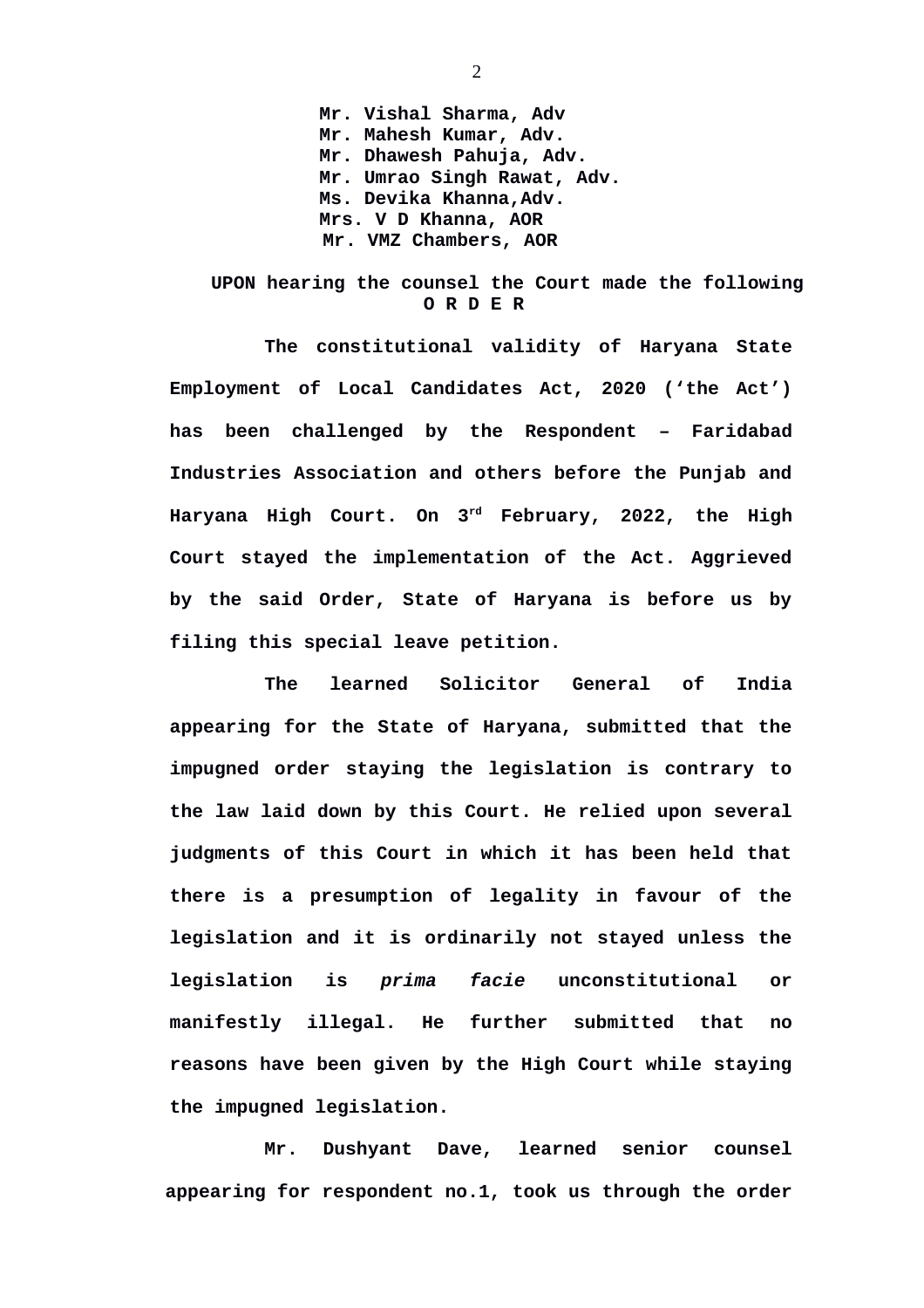**Mr. Vishal Sharma, Adv**
**Mr. Mahesh Kumar, Adv.**
**Mr. Dhawesh Pahuja, Adv.**
**Mr. Umrao Singh Rawat, Adv.**
**Ms. Devika Khanna,Adv.**
**Mrs. V D Khanna, AOR**
**Mr. VMZ Chambers, AOR**

**UPON hearing the counsel the Court made the following**
**O R D E R**

**The constitutional validity of Haryana State Employment of Local Candidates Act, 2020 ('the Act') has been challenged by the Respondent – Faridabad Industries Association and others before the Punjab and Haryana High Court. On 3rd February, 2022, the High Court stayed the implementation of the Act. Aggrieved by the said Order, State of Haryana is before us by filing this special leave petition.**

**The learned Solicitor General of India appearing for the State of Haryana, submitted that the impugned order staying the legislation is contrary to the law laid down by this Court. He relied upon several judgments of this Court in which it has been held that there is a presumption of legality in favour of the legislation and it is ordinarily not stayed unless the legislation is *prima facie* unconstitutional or manifestly illegal. He further submitted that no reasons have been given by the High Court while staying the impugned legislation.**

**Mr. Dushyant Dave, learned senior counsel appearing for respondent no.1, took us through the order**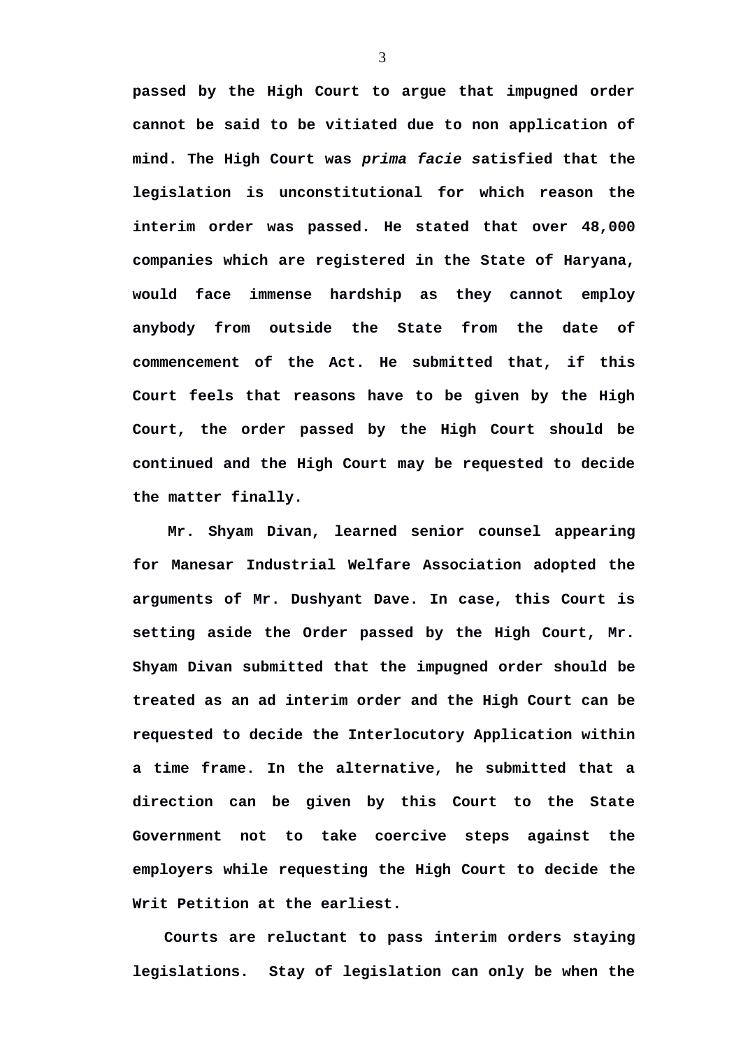**passed by the High Court to argue that impugned order cannot be said to be vitiated due to non application of mind. The High Court was *prima facie s*atisfied that the legislation is unconstitutional for which reason the interim order was passed. He stated that over 48,000 companies which are registered in the State of Haryana, would face immense hardship as they cannot employ anybody from outside the State from the date of commencement of the Act. He submitted that, if this Court feels that reasons have to be given by the High Court, the order passed by the High Court should be continued and the High Court may be requested to decide the matter finally.**

**Mr. Shyam Divan, learned senior counsel appearing for Manesar Industrial Welfare Association adopted the arguments of Mr. Dushyant Dave. In case, this Court is setting aside the Order passed by the High Court, Mr. Shyam Divan submitted that the impugned order should be treated as an ad interim order and the High Court can be requested to decide the Interlocutory Application within a time frame. In the alternative, he submitted that a direction can be given by this Court to the State Government not to take coercive steps against the employers while requesting the High Court to decide the Writ Petition at the earliest.**

**Courts are reluctant to pass interim orders staying legislations. Stay of legislation can only be when the**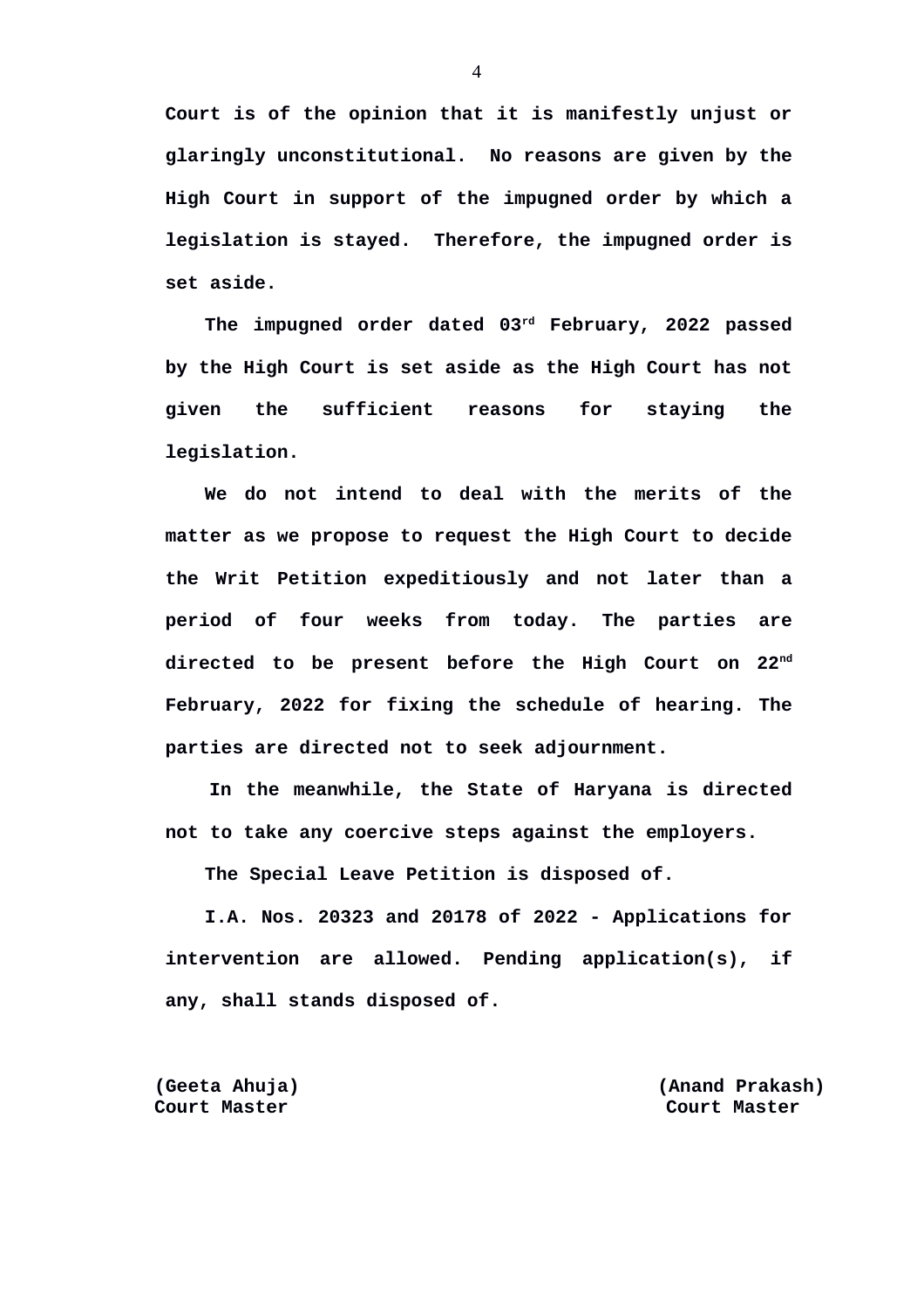**Court is of the opinion that it is manifestly unjust or glaringly unconstitutional. No reasons are given by the High Court in support of the impugned order by which a legislation is stayed. Therefore, the impugned order is set aside.**

**The impugned order dated 03rd February, 2022 passed by the High Court is set aside as the High Court has not given the sufficient reasons for staying the legislation.**

**We do not intend to deal with the merits of the matter as we propose to request the High Court to decide the Writ Petition expeditiously and not later than a period of four weeks from today. The parties are directed to be present before the High Court on 22nd February, 2022 for fixing the schedule of hearing. The parties are directed not to seek adjournment.**

**In the meanwhile, the State of Haryana is directed not to take any coercive steps against the employers.**

**The Special Leave Petition is disposed of.**

**I.A. Nos. 20323 and 20178 of 2022 - Applications for intervention are allowed. Pending application(s), if any, shall stands disposed of.**

| | |
|---|---|
| **(Geeta Ahuja)** | **(Anand Prakash)** |
| **Court Master** | **Court Master** |